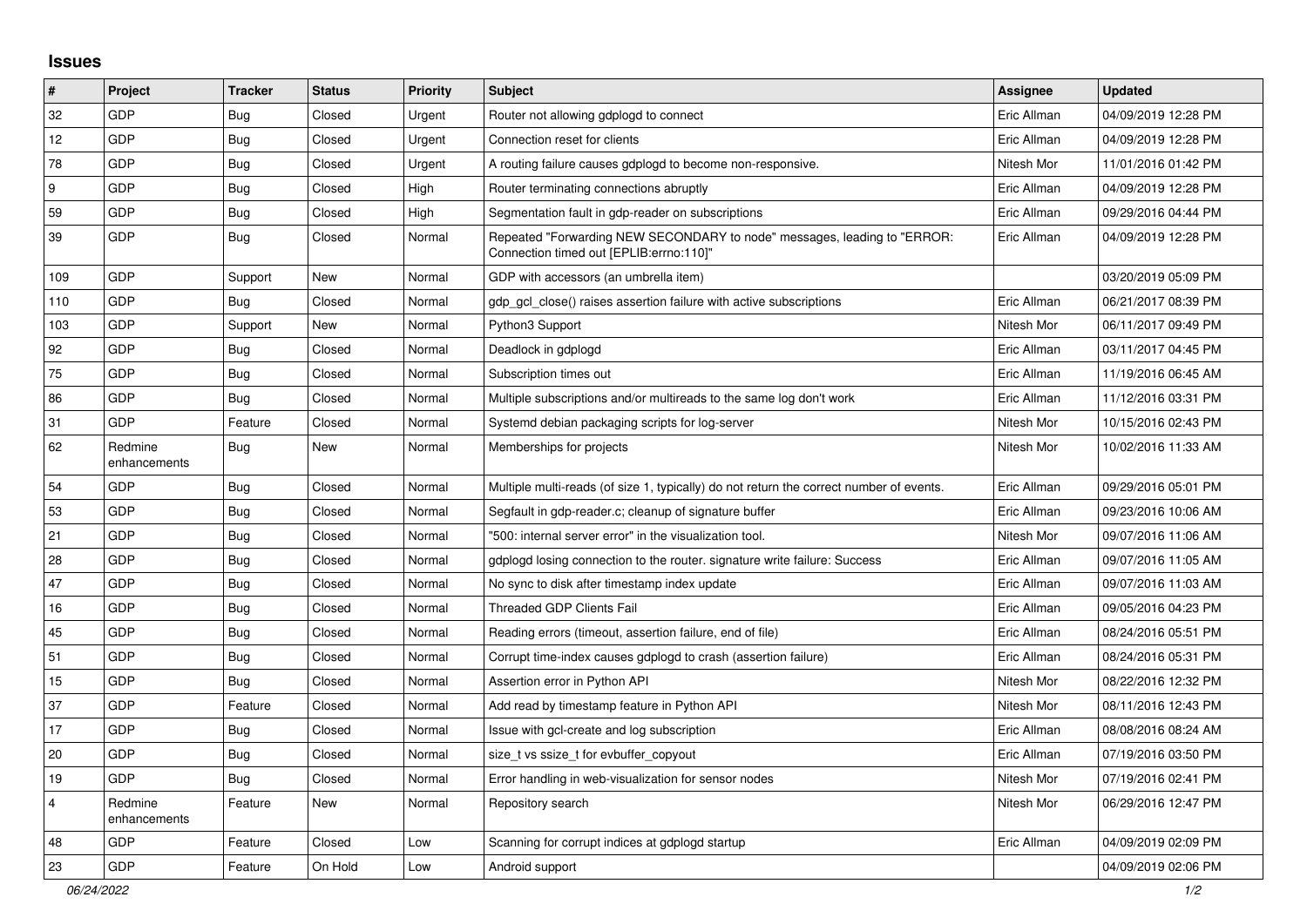## Issues

| # | Project | Tracker | Status | Priority | Subject | Assignee | Updated |
|---|---|---|---|---|---|---|---|
| 32 | GDP | Bug | Closed | Urgent | Router not allowing gdplogd to connect | Eric Allman | 04/09/2019 12:28 PM |
| 12 | GDP | Bug | Closed | Urgent | Connection reset for clients | Eric Allman | 04/09/2019 12:28 PM |
| 78 | GDP | Bug | Closed | Urgent | A routing failure causes gdplogd to become non-responsive. | Nitesh Mor | 11/01/2016 01:42 PM |
| 9 | GDP | Bug | Closed | High | Router terminating connections abruptly | Eric Allman | 04/09/2019 12:28 PM |
| 59 | GDP | Bug | Closed | High | Segmentation fault in gdp-reader on subscriptions | Eric Allman | 09/29/2016 04:44 PM |
| 39 | GDP | Bug | Closed | Normal | Repeated "Forwarding NEW SECONDARY to node" messages, leading to "ERROR: Connection timed out [EPLIB:errno:110]" | Eric Allman | 04/09/2019 12:28 PM |
| 109 | GDP | Support | New | Normal | GDP with accessors (an umbrella item) | | 03/20/2019 05:09 PM |
| 110 | GDP | Bug | Closed | Normal | gdp_gcl_close() raises assertion failure with active subscriptions | Eric Allman | 06/21/2017 08:39 PM |
| 103 | GDP | Support | New | Normal | Python3 Support | Nitesh Mor | 06/11/2017 09:49 PM |
| 92 | GDP | Bug | Closed | Normal | Deadlock in gdplogd | Eric Allman | 03/11/2017 04:45 PM |
| 75 | GDP | Bug | Closed | Normal | Subscription times out | Eric Allman | 11/19/2016 06:45 AM |
| 86 | GDP | Bug | Closed | Normal | Multiple subscriptions and/or multireads to the same log don't work | Eric Allman | 11/12/2016 03:31 PM |
| 31 | GDP | Feature | Closed | Normal | Systemd debian packaging scripts for log-server | Nitesh Mor | 10/15/2016 02:43 PM |
| 62 | Redmine enhancements | Bug | New | Normal | Memberships for projects | Nitesh Mor | 10/02/2016 11:33 AM |
| 54 | GDP | Bug | Closed | Normal | Multiple multi-reads (of size 1, typically) do not return the correct number of events. | Eric Allman | 09/29/2016 05:01 PM |
| 53 | GDP | Bug | Closed | Normal | Segfault in gdp-reader.c; cleanup of signature buffer | Eric Allman | 09/23/2016 10:06 AM |
| 21 | GDP | Bug | Closed | Normal | "500: internal server error" in the visualization tool. | Nitesh Mor | 09/07/2016 11:06 AM |
| 28 | GDP | Bug | Closed | Normal | gdplogd losing connection to the router. signature write failure: Success | Eric Allman | 09/07/2016 11:05 AM |
| 47 | GDP | Bug | Closed | Normal | No sync to disk after timestamp index update | Eric Allman | 09/07/2016 11:03 AM |
| 16 | GDP | Bug | Closed | Normal | Threaded GDP Clients Fail | Eric Allman | 09/05/2016 04:23 PM |
| 45 | GDP | Bug | Closed | Normal | Reading errors (timeout, assertion failure, end of file) | Eric Allman | 08/24/2016 05:51 PM |
| 51 | GDP | Bug | Closed | Normal | Corrupt time-index causes gdplogd to crash (assertion failure) | Eric Allman | 08/24/2016 05:31 PM |
| 15 | GDP | Bug | Closed | Normal | Assertion error in Python API | Nitesh Mor | 08/22/2016 12:32 PM |
| 37 | GDP | Feature | Closed | Normal | Add read by timestamp feature in Python API | Nitesh Mor | 08/11/2016 12:43 PM |
| 17 | GDP | Bug | Closed | Normal | Issue with gcl-create and log subscription | Eric Allman | 08/08/2016 08:24 AM |
| 20 | GDP | Bug | Closed | Normal | size_t vs ssize_t for evbuffer_copyout | Eric Allman | 07/19/2016 03:50 PM |
| 19 | GDP | Bug | Closed | Normal | Error handling in web-visualization for sensor nodes | Nitesh Mor | 07/19/2016 02:41 PM |
| 4 | Redmine enhancements | Feature | New | Normal | Repository search | Nitesh Mor | 06/29/2016 12:47 PM |
| 48 | GDP | Feature | Closed | Low | Scanning for corrupt indices at gdplogd startup | Eric Allman | 04/09/2019 02:09 PM |
| 23 | GDP | Feature | On Hold | Low | Android support | | 04/09/2019 02:06 PM |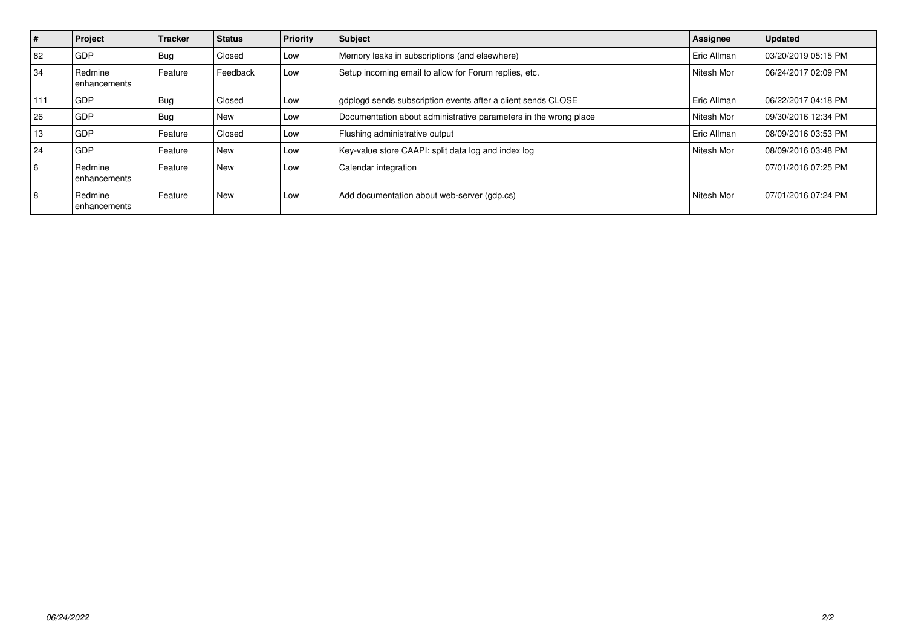| # | Project | Tracker | Status | Priority | Subject | Assignee | Updated |
|---|---|---|---|---|---|---|---|
| 82 | GDP | Bug | Closed | Low | Memory leaks in subscriptions (and elsewhere) | Eric Allman | 03/20/2019 05:15 PM |
| 34 | Redmine enhancements | Feature | Feedback | Low | Setup incoming email to allow for Forum replies, etc. | Nitesh Mor | 06/24/2017 02:09 PM |
| 111 | GDP | Bug | Closed | Low | gdplogd sends subscription events after a client sends CLOSE | Eric Allman | 06/22/2017 04:18 PM |
| 26 | GDP | Bug | New | Low | Documentation about administrative parameters in the wrong place | Nitesh Mor | 09/30/2016 12:34 PM |
| 13 | GDP | Feature | Closed | Low | Flushing administrative output | Eric Allman | 08/09/2016 03:53 PM |
| 24 | GDP | Feature | New | Low | Key-value store CAAPI: split data log and index log | Nitesh Mor | 08/09/2016 03:48 PM |
| 6 | Redmine enhancements | Feature | New | Low | Calendar integration | | 07/01/2016 07:25 PM |
| 8 | Redmine enhancements | Feature | New | Low | Add documentation about web-server (gdp.cs) | Nitesh Mor | 07/01/2016 07:24 PM |